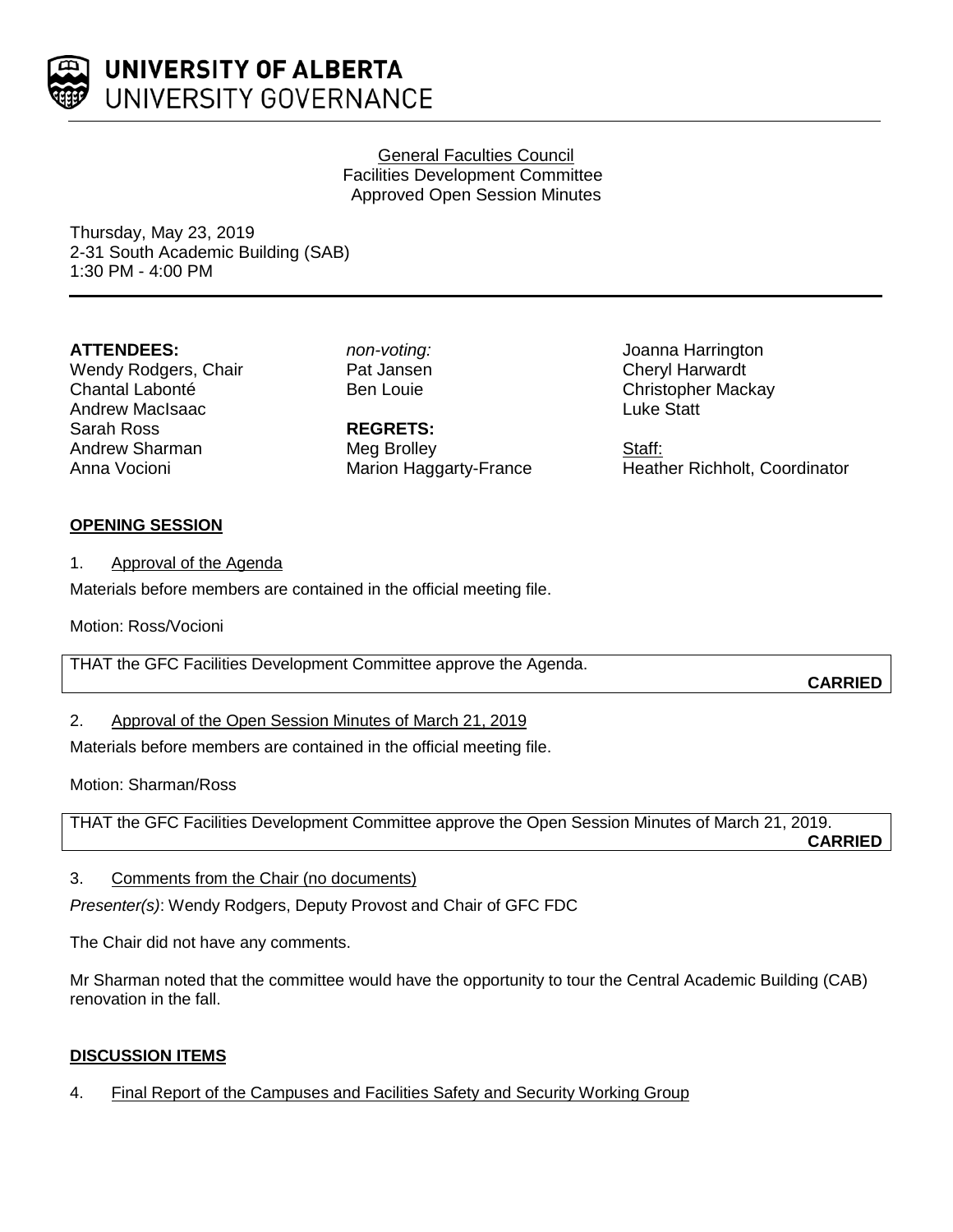**UNIVERSITY OF ALBERTA**
UNIVERSITY GOVERNANCE

General Faculties Council
Facilities Development Committee
Approved Open Session Minutes

Thursday, May 23, 2019
2-31 South Academic Building (SAB)
1:30 PM - 4:00 PM

**ATTENDEES:**
Wendy Rodgers, Chair
Chantal Labonté
Andrew MacIsaac
Sarah Ross
Andrew Sharman
Anna Vocioni

*non-voting:*
Pat Jansen
Ben Louie

**REGRETS:**
Meg Brolley
Marion Haggarty-France

Joanna Harrington
Cheryl Harwardt
Christopher Mackay
Luke Statt

Staff:
Heather Richholt, Coordinator

**OPENING SESSION**

1. Approval of the Agenda

Materials before members are contained in the official meeting file.

Motion: Ross/Vocioni

THAT the GFC Facilities Development Committee approve the Agenda.

**CARRIED**

2. Approval of the Open Session Minutes of March 21, 2019

Materials before members are contained in the official meeting file.

Motion: Sharman/Ross

THAT the GFC Facilities Development Committee approve the Open Session Minutes of March 21, 2019.

**CARRIED**

3. Comments from the Chair (no documents)

*Presenter(s)*: Wendy Rodgers, Deputy Provost and Chair of GFC FDC

The Chair did not have any comments.

Mr Sharman noted that the committee would have the opportunity to tour the Central Academic Building (CAB) renovation in the fall.

**DISCUSSION ITEMS**

4. Final Report of the Campuses and Facilities Safety and Security Working Group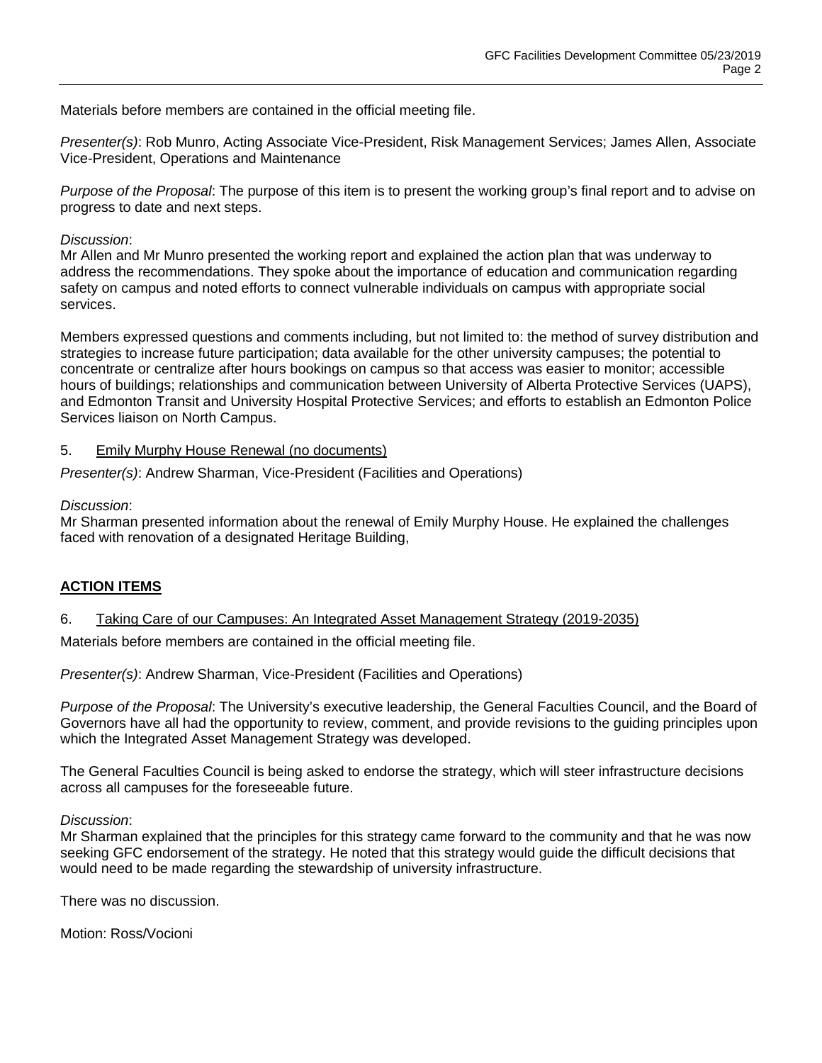Materials before members are contained in the official meeting file.

*Presenter(s)*: Rob Munro, Acting Associate Vice-President, Risk Management Services; James Allen, Associate Vice-President, Operations and Maintenance

*Purpose of the Proposal*: The purpose of this item is to present the working group's final report and to advise on progress to date and next steps.

*Discussion*:
Mr Allen and Mr Munro presented the working report and explained the action plan that was underway to address the recommendations. They spoke about the importance of education and communication regarding safety on campus and noted efforts to connect vulnerable individuals on campus with appropriate social services.

Members expressed questions and comments including, but not limited to: the method of survey distribution and strategies to increase future participation; data available for the other university campuses; the potential to concentrate or centralize after hours bookings on campus so that access was easier to monitor; accessible hours of buildings; relationships and communication between University of Alberta Protective Services (UAPS), and Edmonton Transit and University Hospital Protective Services; and efforts to establish an Edmonton Police Services liaison on North Campus.

5. Emily Murphy House Renewal (no documents)

*Presenter(s)*: Andrew Sharman, Vice-President (Facilities and Operations)

*Discussion*:
Mr Sharman presented information about the renewal of Emily Murphy House. He explained the challenges faced with renovation of a designated Heritage Building,

## ACTION ITEMS

6. Taking Care of our Campuses: An Integrated Asset Management Strategy (2019-2035)

Materials before members are contained in the official meeting file.

*Presenter(s)*: Andrew Sharman, Vice-President (Facilities and Operations)

*Purpose of the Proposal*: The University's executive leadership, the General Faculties Council, and the Board of Governors have all had the opportunity to review, comment, and provide revisions to the guiding principles upon which the Integrated Asset Management Strategy was developed.

The General Faculties Council is being asked to endorse the strategy, which will steer infrastructure decisions across all campuses for the foreseeable future.

*Discussion*:
Mr Sharman explained that the principles for this strategy came forward to the community and that he was now seeking GFC endorsement of the strategy. He noted that this strategy would guide the difficult decisions that would need to be made regarding the stewardship of university infrastructure.

There was no discussion.

Motion: Ross/Vocioni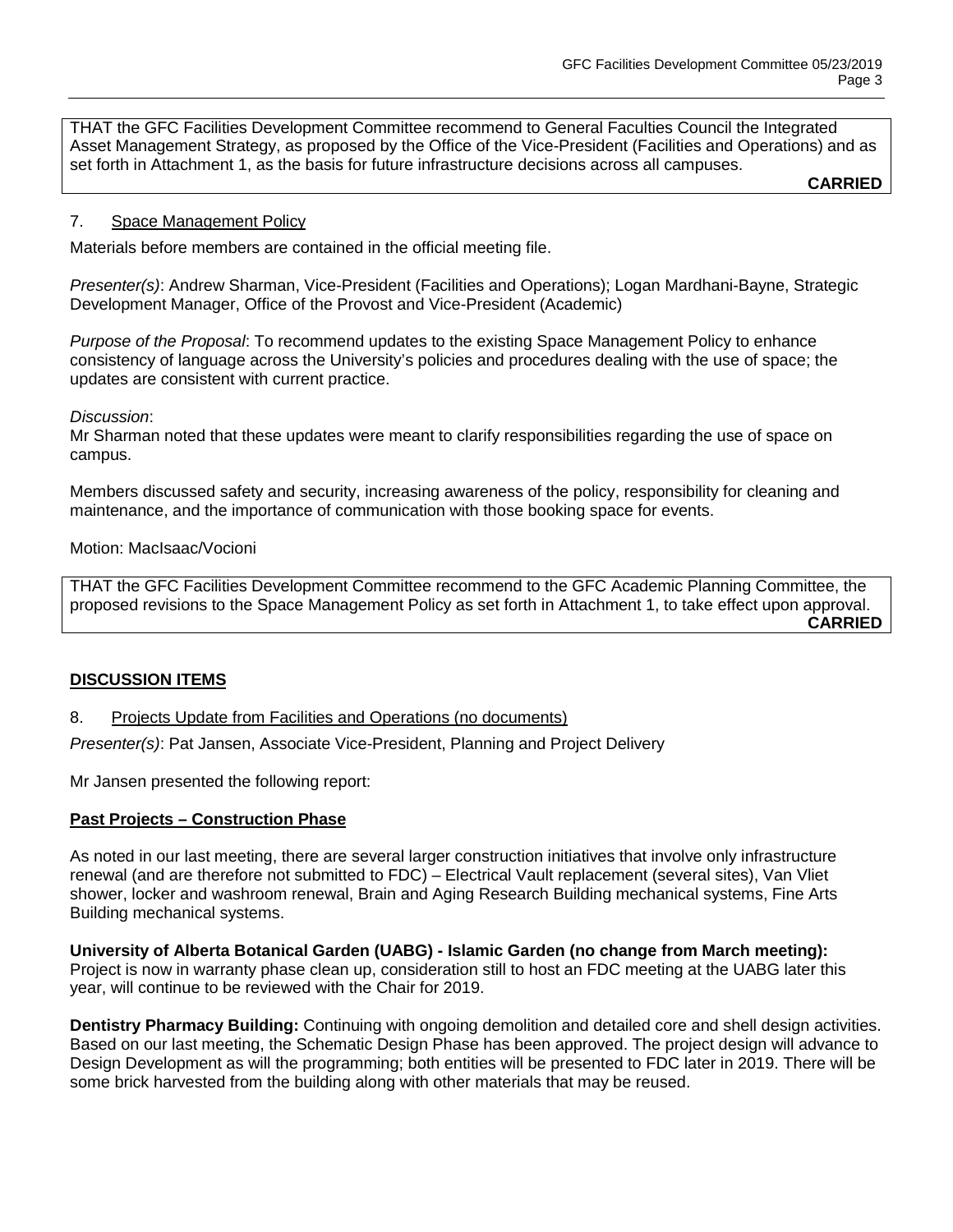THAT the GFC Facilities Development Committee recommend to General Faculties Council the Integrated Asset Management Strategy, as proposed by the Office of the Vice-President (Facilities and Operations) and as set forth in Attachment 1, as the basis for future infrastructure decisions across all campuses.

**CARRIED**

7. Space Management Policy

Materials before members are contained in the official meeting file.

*Presenter(s)*: Andrew Sharman, Vice-President (Facilities and Operations); Logan Mardhani-Bayne, Strategic Development Manager, Office of the Provost and Vice-President (Academic)

*Purpose of the Proposal*: To recommend updates to the existing Space Management Policy to enhance consistency of language across the University's policies and procedures dealing with the use of space; the updates are consistent with current practice.

*Discussion*:

Mr Sharman noted that these updates were meant to clarify responsibilities regarding the use of space on campus.

Members discussed safety and security, increasing awareness of the policy, responsibility for cleaning and maintenance, and the importance of communication with those booking space for events.

Motion: MacIsaac/Vocioni

THAT the GFC Facilities Development Committee recommend to the GFC Academic Planning Committee, the proposed revisions to the Space Management Policy as set forth in Attachment 1, to take effect upon approval.

**CARRIED**

## DISCUSSION ITEMS

8. Projects Update from Facilities and Operations (no documents)

*Presenter(s)*: Pat Jansen, Associate Vice-President, Planning and Project Delivery

Mr Jansen presented the following report:

### Past Projects – Construction Phase

As noted in our last meeting, there are several larger construction initiatives that involve only infrastructure renewal (and are therefore not submitted to FDC) – Electrical Vault replacement (several sites), Van Vliet shower, locker and washroom renewal, Brain and Aging Research Building mechanical systems, Fine Arts Building mechanical systems.

**University of Alberta Botanical Garden (UABG) - Islamic Garden (no change from March meeting):** Project is now in warranty phase clean up, consideration still to host an FDC meeting at the UABG later this year, will continue to be reviewed with the Chair for 2019.

**Dentistry Pharmacy Building:** Continuing with ongoing demolition and detailed core and shell design activities. Based on our last meeting, the Schematic Design Phase has been approved. The project design will advance to Design Development as will the programming; both entities will be presented to FDC later in 2019. There will be some brick harvested from the building along with other materials that may be reused.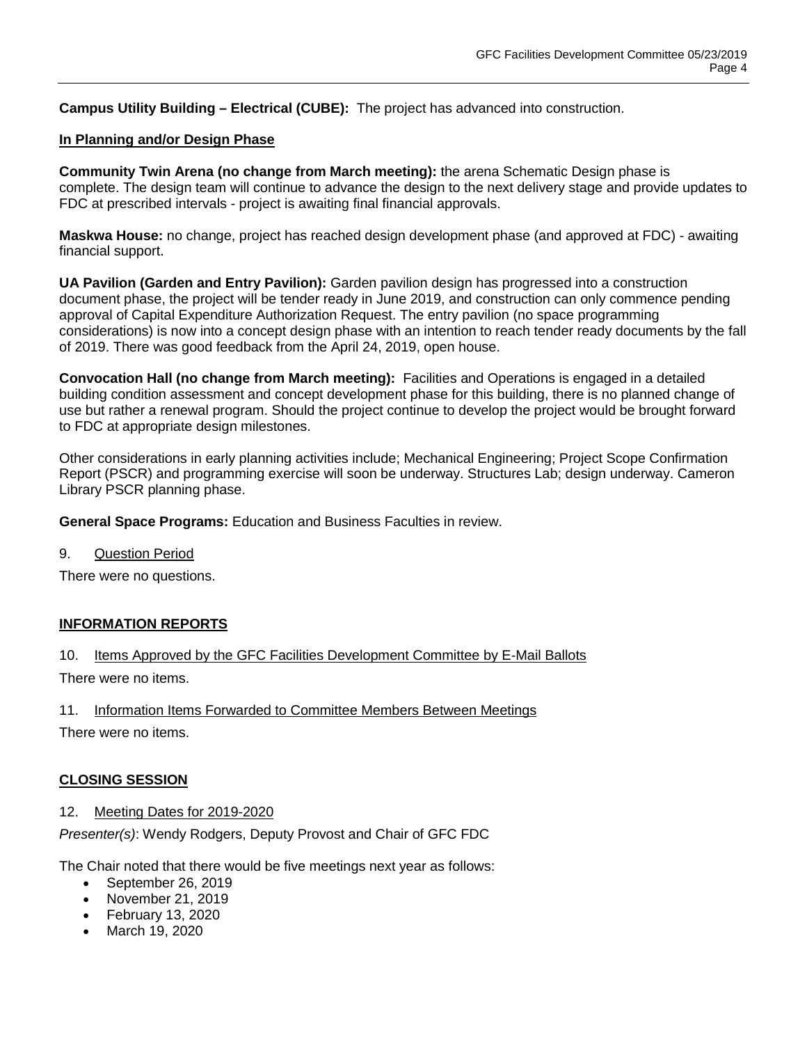**Campus Utility Building – Electrical (CUBE):** The project has advanced into construction.

**In Planning and/or Design Phase**

**Community Twin Arena (no change from March meeting):** the arena Schematic Design phase is complete. The design team will continue to advance the design to the next delivery stage and provide updates to FDC at prescribed intervals - project is awaiting final financial approvals.

**Maskwa House:** no change, project has reached design development phase (and approved at FDC) - awaiting financial support.

**UA Pavilion (Garden and Entry Pavilion):** Garden pavilion design has progressed into a construction document phase, the project will be tender ready in June 2019, and construction can only commence pending approval of Capital Expenditure Authorization Request. The entry pavilion (no space programming considerations) is now into a concept design phase with an intention to reach tender ready documents by the fall of 2019. There was good feedback from the April 24, 2019, open house.

**Convocation Hall (no change from March meeting):** Facilities and Operations is engaged in a detailed building condition assessment and concept development phase for this building, there is no planned change of use but rather a renewal program. Should the project continue to develop the project would be brought forward to FDC at appropriate design milestones.

Other considerations in early planning activities include; Mechanical Engineering; Project Scope Confirmation Report (PSCR) and programming exercise will soon be underway. Structures Lab; design underway. Cameron Library PSCR planning phase.

**General Space Programs:** Education and Business Faculties in review.

9. Question Period

There were no questions.

**INFORMATION REPORTS**

10. Items Approved by the GFC Facilities Development Committee by E-Mail Ballots

There were no items.

11. Information Items Forwarded to Committee Members Between Meetings

There were no items.

**CLOSING SESSION**

12. Meeting Dates for 2019-2020

*Presenter(s)*: Wendy Rodgers, Deputy Provost and Chair of GFC FDC

The Chair noted that there would be five meetings next year as follows:

- September 26, 2019
- November 21, 2019
- February 13, 2020
- March 19, 2020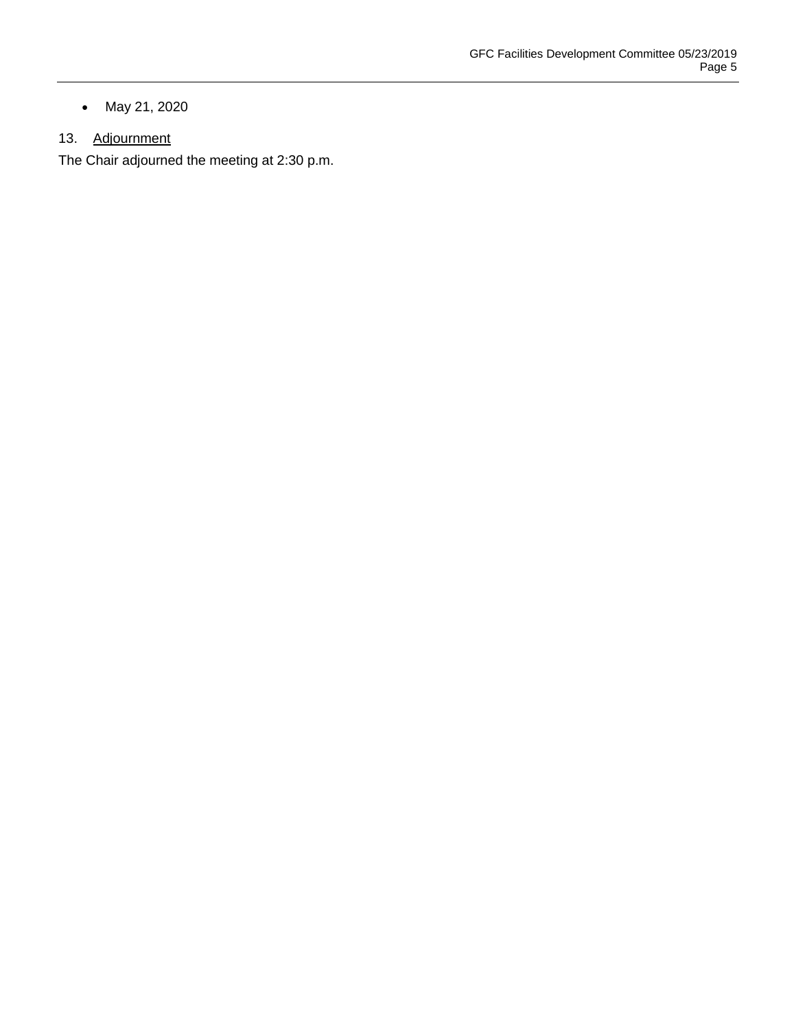- May 21, 2020

13. <u>Adjournment</u>

The Chair adjourned the meeting at 2:30 p.m.